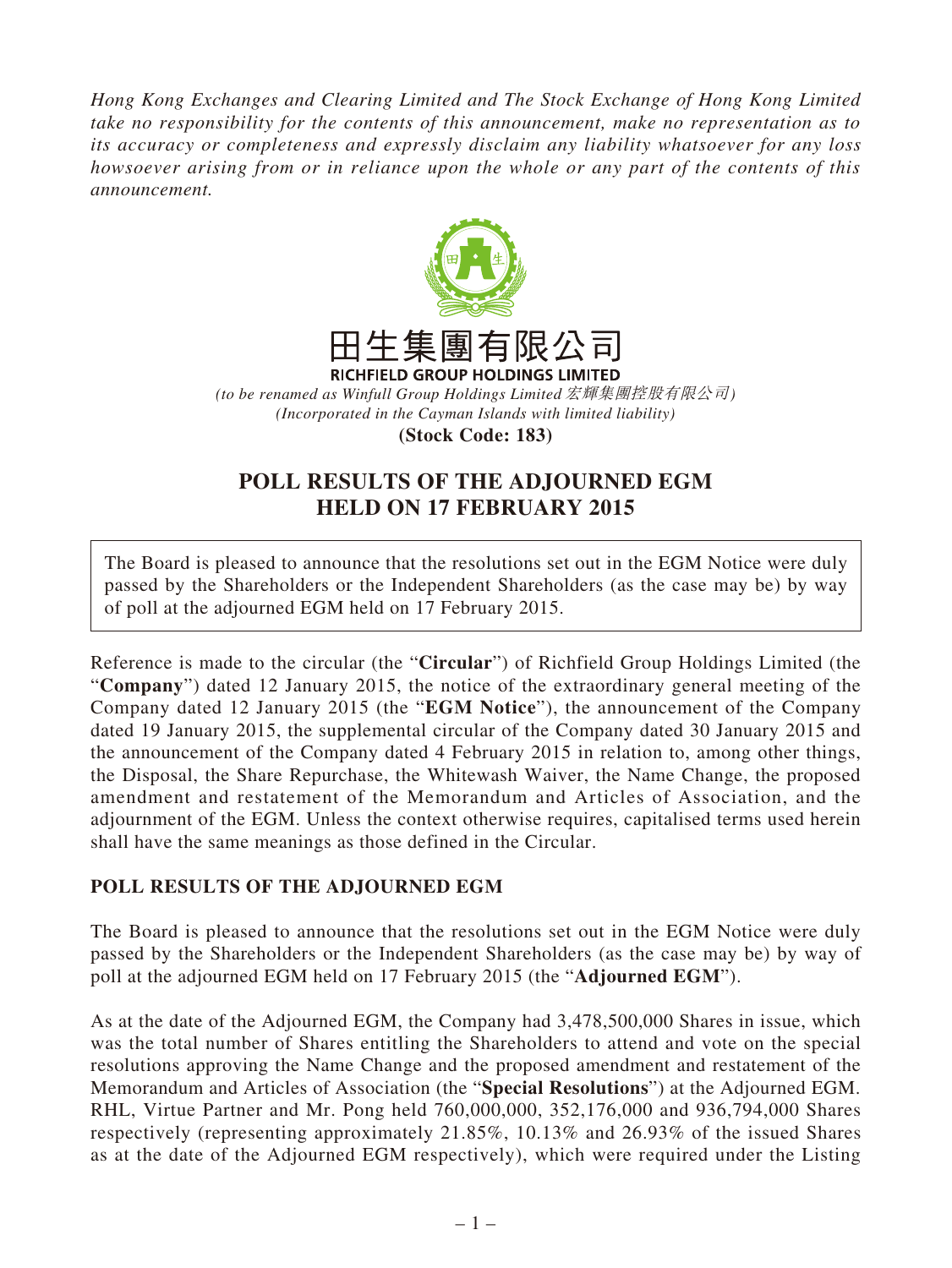*Hong Kong Exchanges and Clearing Limited and The Stock Exchange of Hong Kong Limited take no responsibility for the contents of this announcement, make no representation as to its accuracy or completeness and expressly disclaim any liability whatsoever for any loss howsoever arising from or in reliance upon the whole or any part of the contents of this announcement.*

田生集團有限公司

**RICHFIELD GROUP HOLDINGS LIMITED**

*(to be renamed as Winfull Group Holdings Limited 宏輝集團控股有限公司)*

*(Incorporated in the Cayman Islands with limited liability)*

**(Stock Code: 183)**

# POLL RESULTS OF THE ADJOURNED EGM HELD ON 17 FEBRUARY 2015

The Board is pleased to announce that the resolutions set out in the EGM Notice were duly passed by the Shareholders or the Independent Shareholders (as the case may be) by way of poll at the adjourned EGM held on 17 February 2015.

Reference is made to the circular (the "**Circular**") of Richfield Group Holdings Limited (the "**Company**") dated 12 January 2015, the notice of the extraordinary general meeting of the Company dated 12 January 2015 (the "**EGM Notice**"), the announcement of the Company dated 19 January 2015, the supplemental circular of the Company dated 30 January 2015 and the announcement of the Company dated 4 February 2015 in relation to, among other things, the Disposal, the Share Repurchase, the Whitewash Waiver, the Name Change, the proposed amendment and restatement of the Memorandum and Articles of Association, and the adjournment of the EGM. Unless the context otherwise requires, capitalised terms used herein shall have the same meanings as those defined in the Circular.

## POLL RESULTS OF THE ADJOURNED EGM

The Board is pleased to announce that the resolutions set out in the EGM Notice were duly passed by the Shareholders or the Independent Shareholders (as the case may be) by way of poll at the adjourned EGM held on 17 February 2015 (the "**Adjourned EGM**").

As at the date of the Adjourned EGM, the Company had 3,478,500,000 Shares in issue, which was the total number of Shares entitling the Shareholders to attend and vote on the special resolutions approving the Name Change and the proposed amendment and restatement of the Memorandum and Articles of Association (the "**Special Resolutions**") at the Adjourned EGM. RHL, Virtue Partner and Mr. Pong held 760,000,000, 352,176,000 and 936,794,000 Shares respectively (representing approximately 21.85%, 10.13% and 26.93% of the issued Shares as at the date of the Adjourned EGM respectively), which were required under the Listing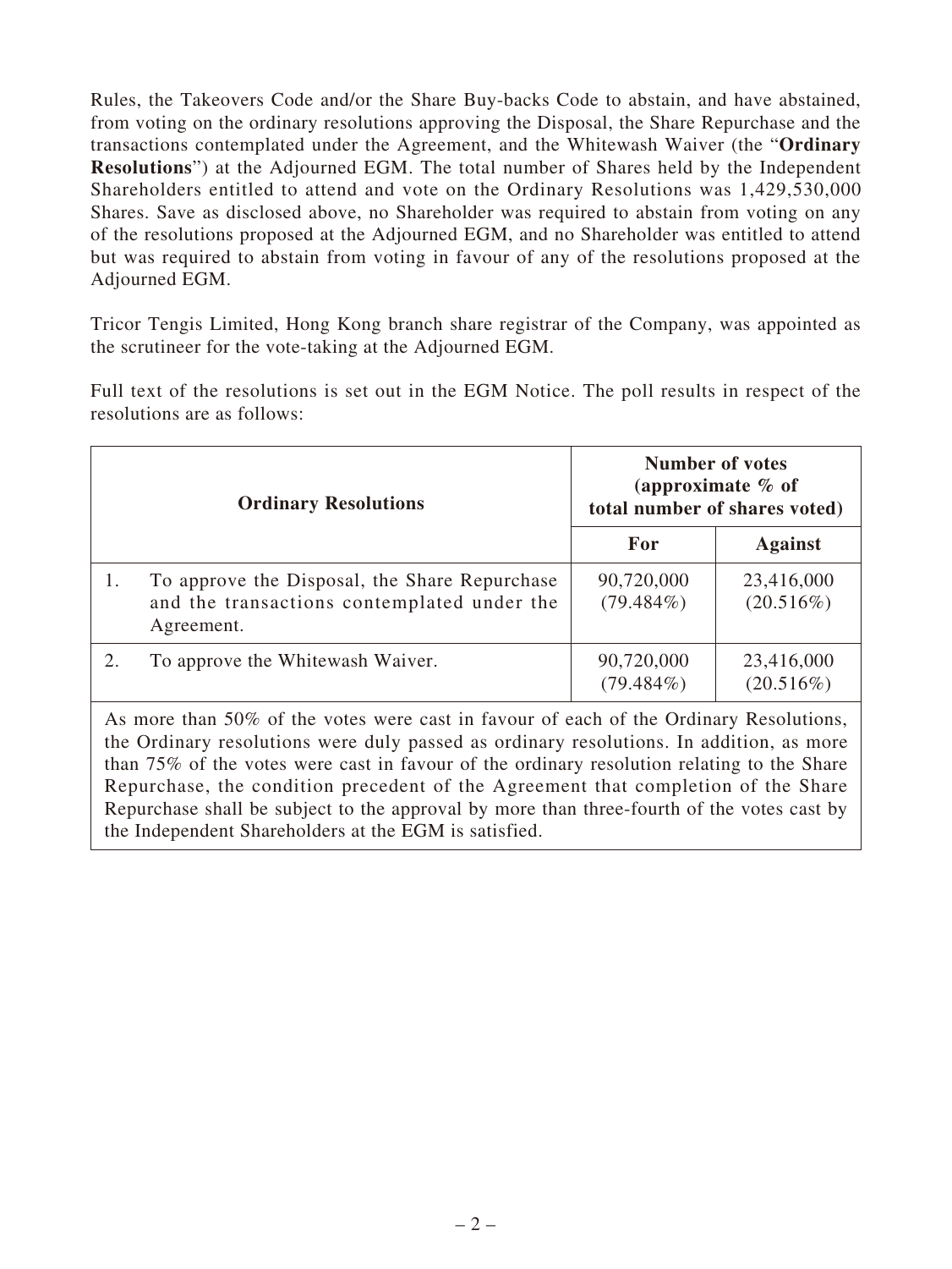Rules, the Takeovers Code and/or the Share Buy-backs Code to abstain, and have abstained, from voting on the ordinary resolutions approving the Disposal, the Share Repurchase and the transactions contemplated under the Agreement, and the Whitewash Waiver (the "**Ordinary Resolutions**") at the Adjourned EGM. The total number of Shares held by the Independent Shareholders entitled to attend and vote on the Ordinary Resolutions was 1,429,530,000 Shares. Save as disclosed above, no Shareholder was required to abstain from voting on any of the resolutions proposed at the Adjourned EGM, and no Shareholder was entitled to attend but was required to abstain from voting in favour of any of the resolutions proposed at the Adjourned EGM.

Tricor Tengis Limited, Hong Kong branch share registrar of the Company, was appointed as the scrutineer for the vote-taking at the Adjourned EGM.

Full text of the resolutions is set out in the EGM Notice. The poll results in respect of the resolutions are as follows:

| **Ordinary Resolutions** | **Number of votes (approximate % of total number of shares voted)** | |
|---|---|---|
| | **For** | **Against** |
| 1. To approve the Disposal, the Share Repurchase and the transactions contemplated under the Agreement. | 90,720,000 (79.484%) | 23,416,000 (20.516%) |
| 2. To approve the Whitewash Waiver. | 90,720,000 (79.484%) | 23,416,000 (20.516%) |
| As more than 50% of the votes were cast in favour of each of the Ordinary Resolutions, the Ordinary resolutions were duly passed as ordinary resolutions. In addition, as more than 75% of the votes were cast in favour of the ordinary resolution relating to the Share Repurchase, the condition precedent of the Agreement that completion of the Share Repurchase shall be subject to the approval by more than three-fourth of the votes cast by the Independent Shareholders at the EGM is satisfied. | | |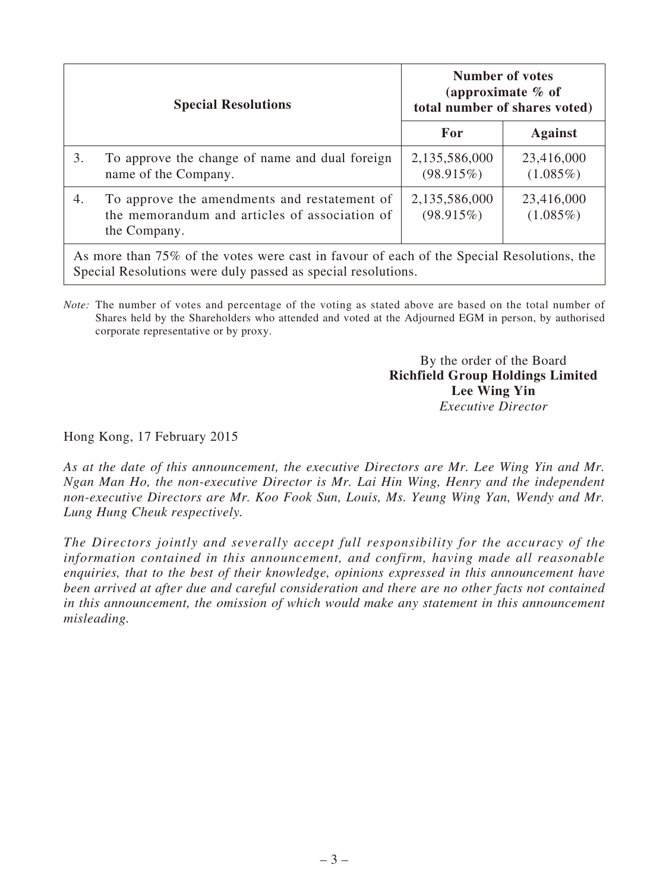| Special Resolutions | | Number of votes (approximate % of total number of shares voted) | |
|---|---|---|---|
| | | **For** | **Against** |
| 3. | To approve the change of name and dual foreign name of the Company. | 2,135,586,000 (98.915%) | 23,416,000 (1.085%) |
| 4. | To approve the amendments and restatement of the memorandum and articles of association of the Company. | 2,135,586,000 (98.915%) | 23,416,000 (1.085%) |
| As more than 75% of the votes were cast in favour of each of the Special Resolutions, the Special Resolutions were duly passed as special resolutions. | | | |

*Note:* The number of votes and percentage of the voting as stated above are based on the total number of Shares held by the Shareholders who attended and voted at the Adjourned EGM in person, by authorised corporate representative or by proxy.

By the order of the Board
**Richfield Group Holdings Limited**
**Lee Wing Yin**
*Executive Director*

Hong Kong, 17 February 2015

*As at the date of this announcement, the executive Directors are Mr. Lee Wing Yin and Mr. Ngan Man Ho, the non-executive Director is Mr. Lai Hin Wing, Henry and the independent non-executive Directors are Mr. Koo Fook Sun, Louis, Ms. Yeung Wing Yan, Wendy and Mr. Lung Hung Cheuk respectively.*

*The Directors jointly and severally accept full responsibility for the accuracy of the information contained in this announcement, and confirm, having made all reasonable enquiries, that to the best of their knowledge, opinions expressed in this announcement have been arrived at after due and careful consideration and there are no other facts not contained in this announcement, the omission of which would make any statement in this announcement misleading.*